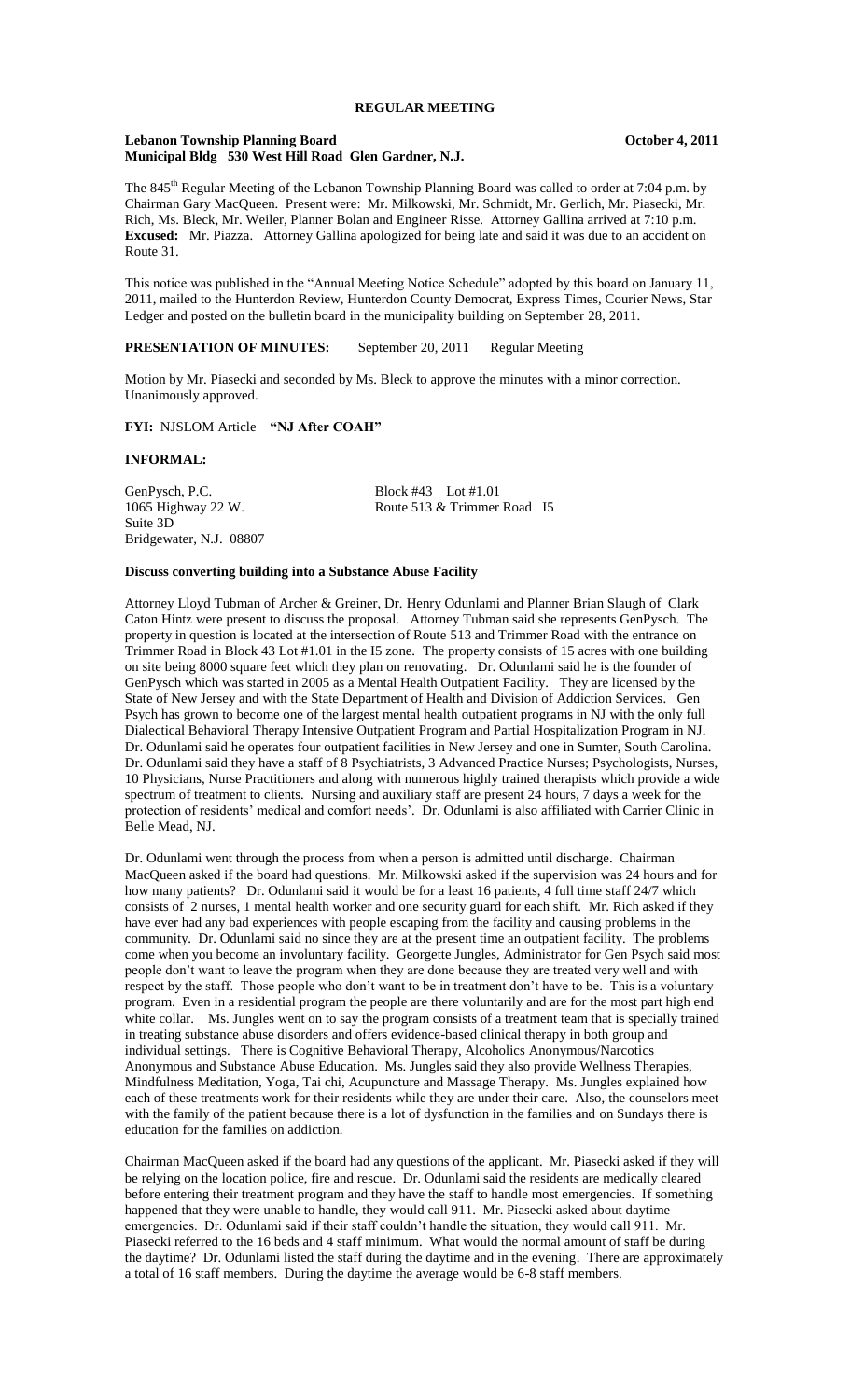**REGULAR MEETING**

**Lebanon Township Planning Board October 4, 2011**
**Municipal Bldg 530 West Hill Road Glen Gardner, N.J.**

The 845th Regular Meeting of the Lebanon Township Planning Board was called to order at 7:04 p.m. by Chairman Gary MacQueen. Present were: Mr. Milkowski, Mr. Schmidt, Mr. Gerlich, Mr. Piasecki, Mr. Rich, Ms. Bleck, Mr. Weiler, Planner Bolan and Engineer Risse. Attorney Gallina arrived at 7:10 p.m. **Excused:** Mr. Piazza. Attorney Gallina apologized for being late and said it was due to an accident on Route 31.

This notice was published in the "Annual Meeting Notice Schedule" adopted by this board on January 11, 2011, mailed to the Hunterdon Review, Hunterdon County Democrat, Express Times, Courier News, Star Ledger and posted on the bulletin board in the municipality building on September 28, 2011.

**PRESENTATION OF MINUTES:** September 20, 2011 Regular Meeting

Motion by Mr. Piasecki and seconded by Ms. Bleck to approve the minutes with a minor correction. Unanimously approved.

**FYI:** NJSLOM Article **"NJ After COAH"**

**INFORMAL:**

GenPysch, P.C.
1065 Highway 22 W.
Suite 3D
Bridgewater, N.J. 08807

Block #43 Lot #1.01
Route 513 & Trimmer Road I5

**Discuss converting building into a Substance Abuse Facility**

Attorney Lloyd Tubman of Archer & Greiner, Dr. Henry Odunlami and Planner Brian Slaugh of Clark Caton Hintz were present to discuss the proposal. Attorney Tubman said she represents GenPysch. The property in question is located at the intersection of Route 513 and Trimmer Road with the entrance on Trimmer Road in Block 43 Lot #1.01 in the I5 zone. The property consists of 15 acres with one building on site being 8000 square feet which they plan on renovating. Dr. Odunlami said he is the founder of GenPysch which was started in 2005 as a Mental Health Outpatient Facility. They are licensed by the State of New Jersey and with the State Department of Health and Division of Addiction Services. Gen Psych has grown to become one of the largest mental health outpatient programs in NJ with the only full Dialectical Behavioral Therapy Intensive Outpatient Program and Partial Hospitalization Program in NJ. Dr. Odunlami said he operates four outpatient facilities in New Jersey and one in Sumter, South Carolina. Dr. Odunlami said they have a staff of 8 Psychiatrists, 3 Advanced Practice Nurses; Psychologists, Nurses, 10 Physicians, Nurse Practitioners and along with numerous highly trained therapists which provide a wide spectrum of treatment to clients. Nursing and auxiliary staff are present 24 hours, 7 days a week for the protection of residents' medical and comfort needs'. Dr. Odunlami is also affiliated with Carrier Clinic in Belle Mead, NJ.

Dr. Odunlami went through the process from when a person is admitted until discharge. Chairman MacQueen asked if the board had questions. Mr. Milkowski asked if the supervision was 24 hours and for how many patients? Dr. Odunlami said it would be for a least 16 patients, 4 full time staff 24/7 which consists of 2 nurses, 1 mental health worker and one security guard for each shift. Mr. Rich asked if they have ever had any bad experiences with people escaping from the facility and causing problems in the community. Dr. Odunlami said no since they are at the present time an outpatient facility. The problems come when you become an involuntary facility. Georgette Jungles, Administrator for Gen Psych said most people don't want to leave the program when they are done because they are treated very well and with respect by the staff. Those people who don't want to be in treatment don't have to be. This is a voluntary program. Even in a residential program the people are there voluntarily and are for the most part high end white collar. Ms. Jungles went on to say the program consists of a treatment team that is specially trained in treating substance abuse disorders and offers evidence-based clinical therapy in both group and individual settings. There is Cognitive Behavioral Therapy, Alcoholics Anonymous/Narcotics Anonymous and Substance Abuse Education. Ms. Jungles said they also provide Wellness Therapies, Mindfulness Meditation, Yoga, Tai chi, Acupuncture and Massage Therapy. Ms. Jungles explained how each of these treatments work for their residents while they are under their care. Also, the counselors meet with the family of the patient because there is a lot of dysfunction in the families and on Sundays there is education for the families on addiction.

Chairman MacQueen asked if the board had any questions of the applicant. Mr. Piasecki asked if they will be relying on the location police, fire and rescue. Dr. Odunlami said the residents are medically cleared before entering their treatment program and they have the staff to handle most emergencies. If something happened that they were unable to handle, they would call 911. Mr. Piasecki asked about daytime emergencies. Dr. Odunlami said if their staff couldn't handle the situation, they would call 911. Mr. Piasecki referred to the 16 beds and 4 staff minimum. What would the normal amount of staff be during the daytime? Dr. Odunlami listed the staff during the daytime and in the evening. There are approximately a total of 16 staff members. During the daytime the average would be 6-8 staff members.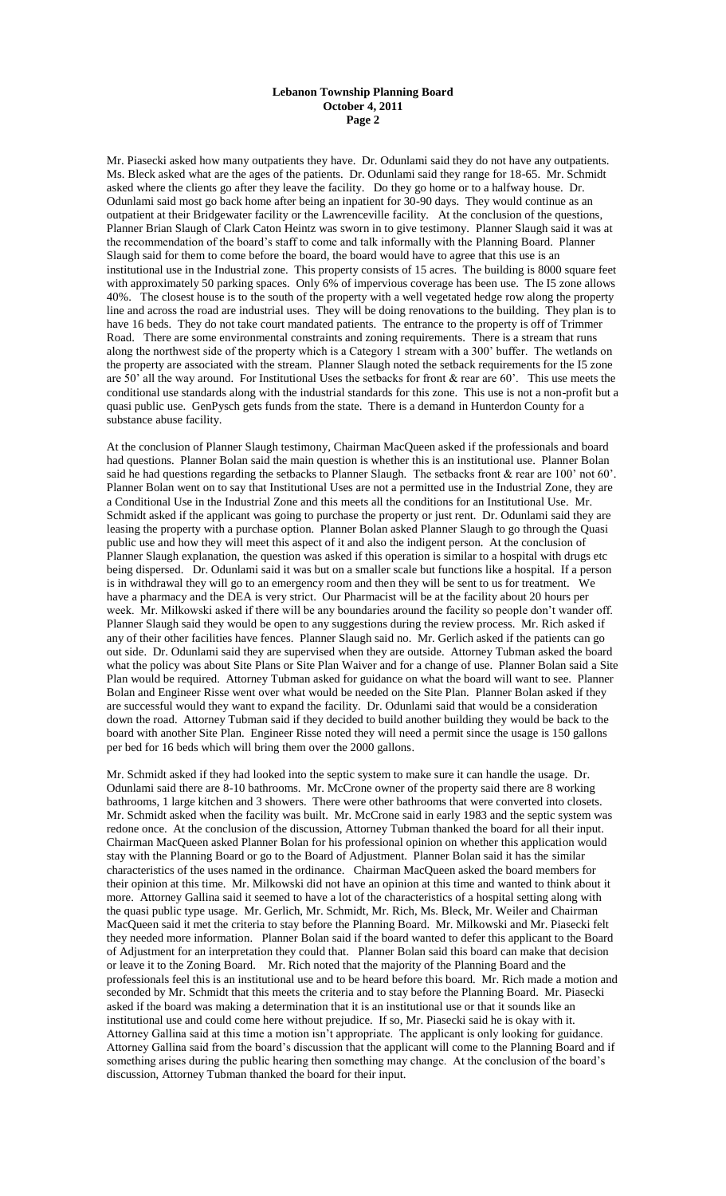Mr. Piasecki asked how many outpatients they have. Dr. Odunlami said they do not have any outpatients. Ms. Bleck asked what are the ages of the patients. Dr. Odunlami said they range for 18-65. Mr. Schmidt asked where the clients go after they leave the facility. Do they go home or to a halfway house. Dr. Odunlami said most go back home after being an inpatient for 30-90 days. They would continue as an outpatient at their Bridgewater facility or the Lawrenceville facility. At the conclusion of the questions, Planner Brian Slaugh of Clark Caton Heintz was sworn in to give testimony. Planner Slaugh said it was at the recommendation of the board's staff to come and talk informally with the Planning Board. Planner Slaugh said for them to come before the board, the board would have to agree that this use is an institutional use in the Industrial zone. This property consists of 15 acres. The building is 8000 square feet with approximately 50 parking spaces. Only 6% of impervious coverage has been use. The I5 zone allows 40%. The closest house is to the south of the property with a well vegetated hedge row along the property line and across the road are industrial uses. They will be doing renovations to the building. They plan is to have 16 beds. They do not take court mandated patients. The entrance to the property is off of Trimmer Road. There are some environmental constraints and zoning requirements. There is a stream that runs along the northwest side of the property which is a Category 1 stream with a 300' buffer. The wetlands on the property are associated with the stream. Planner Slaugh noted the setback requirements for the I5 zone are 50' all the way around. For Institutional Uses the setbacks for front & rear are 60'. This use meets the conditional use standards along with the industrial standards for this zone. This use is not a non-profit but a quasi public use. GenPysch gets funds from the state. There is a demand in Hunterdon County for a substance abuse facility.

At the conclusion of Planner Slaugh testimony, Chairman MacQueen asked if the professionals and board had questions. Planner Bolan said the main question is whether this is an institutional use. Planner Bolan said he had questions regarding the setbacks to Planner Slaugh. The setbacks front & rear are 100' not 60'. Planner Bolan went on to say that Institutional Uses are not a permitted use in the Industrial Zone, they are a Conditional Use in the Industrial Zone and this meets all the conditions for an Institutional Use. Mr. Schmidt asked if the applicant was going to purchase the property or just rent. Dr. Odunlami said they are leasing the property with a purchase option. Planner Bolan asked Planner Slaugh to go through the Quasi public use and how they will meet this aspect of it and also the indigent person. At the conclusion of Planner Slaugh explanation, the question was asked if this operation is similar to a hospital with drugs etc being dispersed. Dr. Odunlami said it was but on a smaller scale but functions like a hospital. If a person is in withdrawal they will go to an emergency room and then they will be sent to us for treatment. We have a pharmacy and the DEA is very strict. Our Pharmacist will be at the facility about 20 hours per week. Mr. Milkowski asked if there will be any boundaries around the facility so people don't wander off. Planner Slaugh said they would be open to any suggestions during the review process. Mr. Rich asked if any of their other facilities have fences. Planner Slaugh said no. Mr. Gerlich asked if the patients can go out side. Dr. Odunlami said they are supervised when they are outside. Attorney Tubman asked the board what the policy was about Site Plans or Site Plan Waiver and for a change of use. Planner Bolan said a Site Plan would be required. Attorney Tubman asked for guidance on what the board will want to see. Planner Bolan and Engineer Risse went over what would be needed on the Site Plan. Planner Bolan asked if they are successful would they want to expand the facility. Dr. Odunlami said that would be a consideration down the road. Attorney Tubman said if they decided to build another building they would be back to the board with another Site Plan. Engineer Risse noted they will need a permit since the usage is 150 gallons per bed for 16 beds which will bring them over the 2000 gallons.

Mr. Schmidt asked if they had looked into the septic system to make sure it can handle the usage. Dr. Odunlami said there are 8-10 bathrooms. Mr. McCrone owner of the property said there are 8 working bathrooms, 1 large kitchen and 3 showers. There were other bathrooms that were converted into closets. Mr. Schmidt asked when the facility was built. Mr. McCrone said in early 1983 and the septic system was redone once. At the conclusion of the discussion, Attorney Tubman thanked the board for all their input. Chairman MacQueen asked Planner Bolan for his professional opinion on whether this application would stay with the Planning Board or go to the Board of Adjustment. Planner Bolan said it has the similar characteristics of the uses named in the ordinance. Chairman MacQueen asked the board members for their opinion at this time. Mr. Milkowski did not have an opinion at this time and wanted to think about it more. Attorney Gallina said it seemed to have a lot of the characteristics of a hospital setting along with the quasi public type usage. Mr. Gerlich, Mr. Schmidt, Mr. Rich, Ms. Bleck, Mr. Weiler and Chairman MacQueen said it met the criteria to stay before the Planning Board. Mr. Milkowski and Mr. Piasecki felt they needed more information. Planner Bolan said if the board wanted to defer this applicant to the Board of Adjustment for an interpretation they could that. Planner Bolan said this board can make that decision or leave it to the Zoning Board. Mr. Rich noted that the majority of the Planning Board and the professionals feel this is an institutional use and to be heard before this board. Mr. Rich made a motion and seconded by Mr. Schmidt that this meets the criteria and to stay before the Planning Board. Mr. Piasecki asked if the board was making a determination that it is an institutional use or that it sounds like an institutional use and could come here without prejudice. If so, Mr. Piasecki said he is okay with it. Attorney Gallina said at this time a motion isn't appropriate. The applicant is only looking for guidance. Attorney Gallina said from the board's discussion that the applicant will come to the Planning Board and if something arises during the public hearing then something may change. At the conclusion of the board's discussion, Attorney Tubman thanked the board for their input.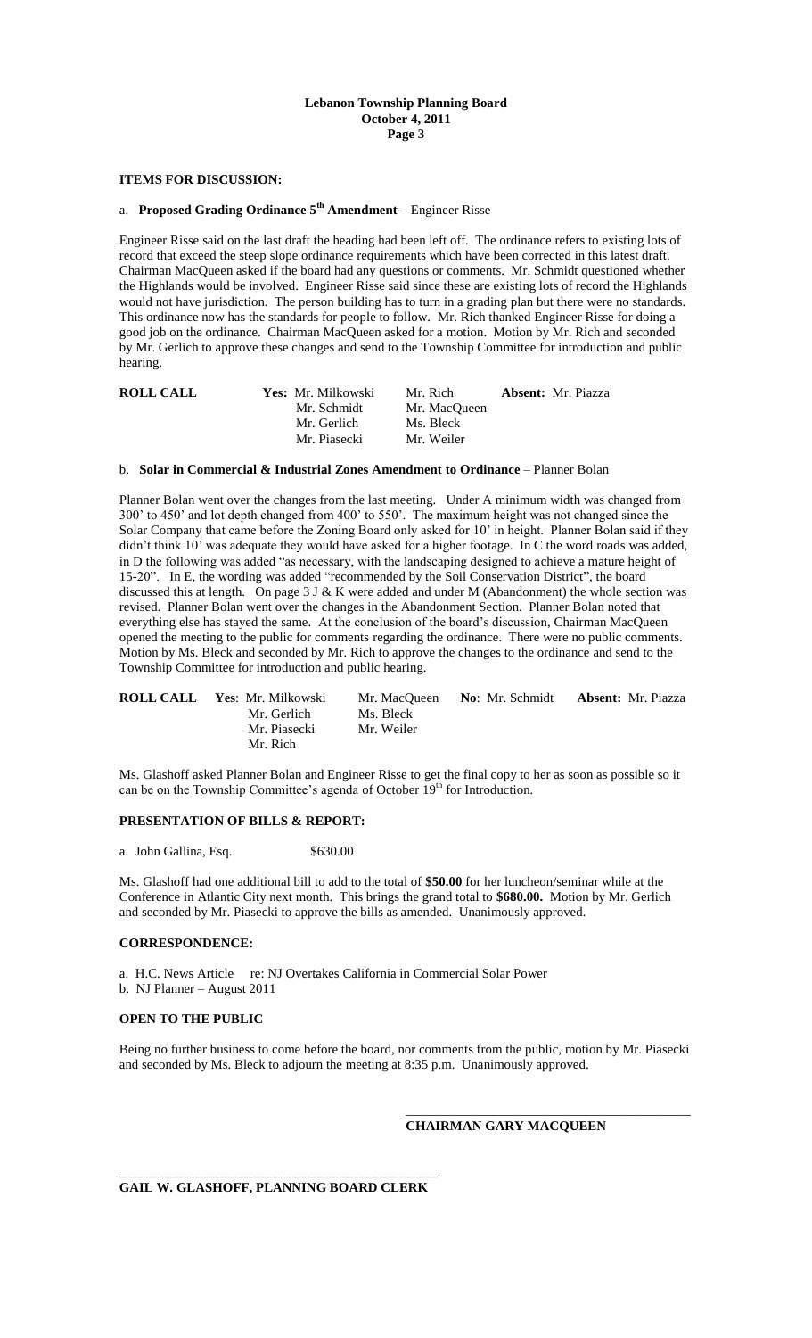## ITEMS FOR DISCUSSION:

a. **Proposed Grading Ordinance 5th Amendment** – Engineer Risse

Engineer Risse said on the last draft the heading had been left off. The ordinance refers to existing lots of record that exceed the steep slope ordinance requirements which have been corrected in this latest draft. Chairman MacQueen asked if the board had any questions or comments. Mr. Schmidt questioned whether the Highlands would be involved. Engineer Risse said since these are existing lots of record the Highlands would not have jurisdiction. The person building has to turn in a grading plan but there were no standards. This ordinance now has the standards for people to follow. Mr. Rich thanked Engineer Risse for doing a good job on the ordinance. Chairman MacQueen asked for a motion. Motion by Mr. Rich and seconded by Mr. Gerlich to approve these changes and send to the Township Committee for introduction and public hearing.

| | | | |
|---|---|---|---|
| **ROLL CALL** | **Yes:** Mr. Milkowski | Mr. Rich | **Absent:** Mr. Piazza |
| | Mr. Schmidt | Mr. MacQueen | |
| | Mr. Gerlich | Ms. Bleck | |
| | Mr. Piasecki | Mr. Weiler | |

b. **Solar in Commercial & Industrial Zones Amendment to Ordinance** – Planner Bolan

Planner Bolan went over the changes from the last meeting. Under A minimum width was changed from 300' to 450' and lot depth changed from 400' to 550'. The maximum height was not changed since the Solar Company that came before the Zoning Board only asked for 10' in height. Planner Bolan said if they didn't think 10' was adequate they would have asked for a higher footage. In C the word roads was added, in D the following was added "as necessary, with the landscaping designed to achieve a mature height of 15-20". In E, the wording was added "recommended by the Soil Conservation District", the board discussed this at length. On page 3 J & K were added and under M (Abandonment) the whole section was revised. Planner Bolan went over the changes in the Abandonment Section. Planner Bolan noted that everything else has stayed the same. At the conclusion of the board's discussion, Chairman MacQueen opened the meeting to the public for comments regarding the ordinance. There were no public comments. Motion by Ms. Bleck and seconded by Mr. Rich to approve the changes to the ordinance and send to the Township Committee for introduction and public hearing.

| | | | | |
|---|---|---|---|---|
| **ROLL CALL** | **Yes**: Mr. Milkowski | Mr. MacQueen | **No**: Mr. Schmidt | **Absent:** Mr. Piazza |
| | Mr. Gerlich | Ms. Bleck | | |
| | Mr. Piasecki | Mr. Weiler | | |
| | Mr. Rich | | | |

Ms. Glashoff asked Planner Bolan and Engineer Risse to get the final copy to her as soon as possible so it can be on the Township Committee's agenda of October 19th for Introduction.

## PRESENTATION OF BILLS & REPORT:

a. John Gallina, Esq. $630.00

Ms. Glashoff had one additional bill to add to the total of **$50.00** for her luncheon/seminar while at the Conference in Atlantic City next month. This brings the grand total to **$680.00.** Motion by Mr. Gerlich and seconded by Mr. Piasecki to approve the bills as amended. Unanimously approved.

## CORRESPONDENCE:

a. H.C. News Article re: NJ Overtakes California in Commercial Solar Power
b. NJ Planner – August 2011

## OPEN TO THE PUBLIC

Being no further business to come before the board, nor comments from the public, motion by Mr. Piasecki and seconded by Ms. Bleck to adjourn the meeting at 8:35 p.m. Unanimously approved.

\_\_\_\_\_\_\_\_\_\_\_\_\_\_\_\_\_\_\_\_\_\_\_\_\_\_\_\_\_\_\_\_\_\_\_\_\_\_\_\_
**CHAIRMAN GARY MACQUEEN**

\_\_\_\_\_\_\_\_\_\_\_\_\_\_\_\_\_\_\_\_\_\_\_\_\_\_\_\_\_\_\_\_\_\_\_\_\_\_\_\_
**GAIL W. GLASHOFF, PLANNING BOARD CLERK**